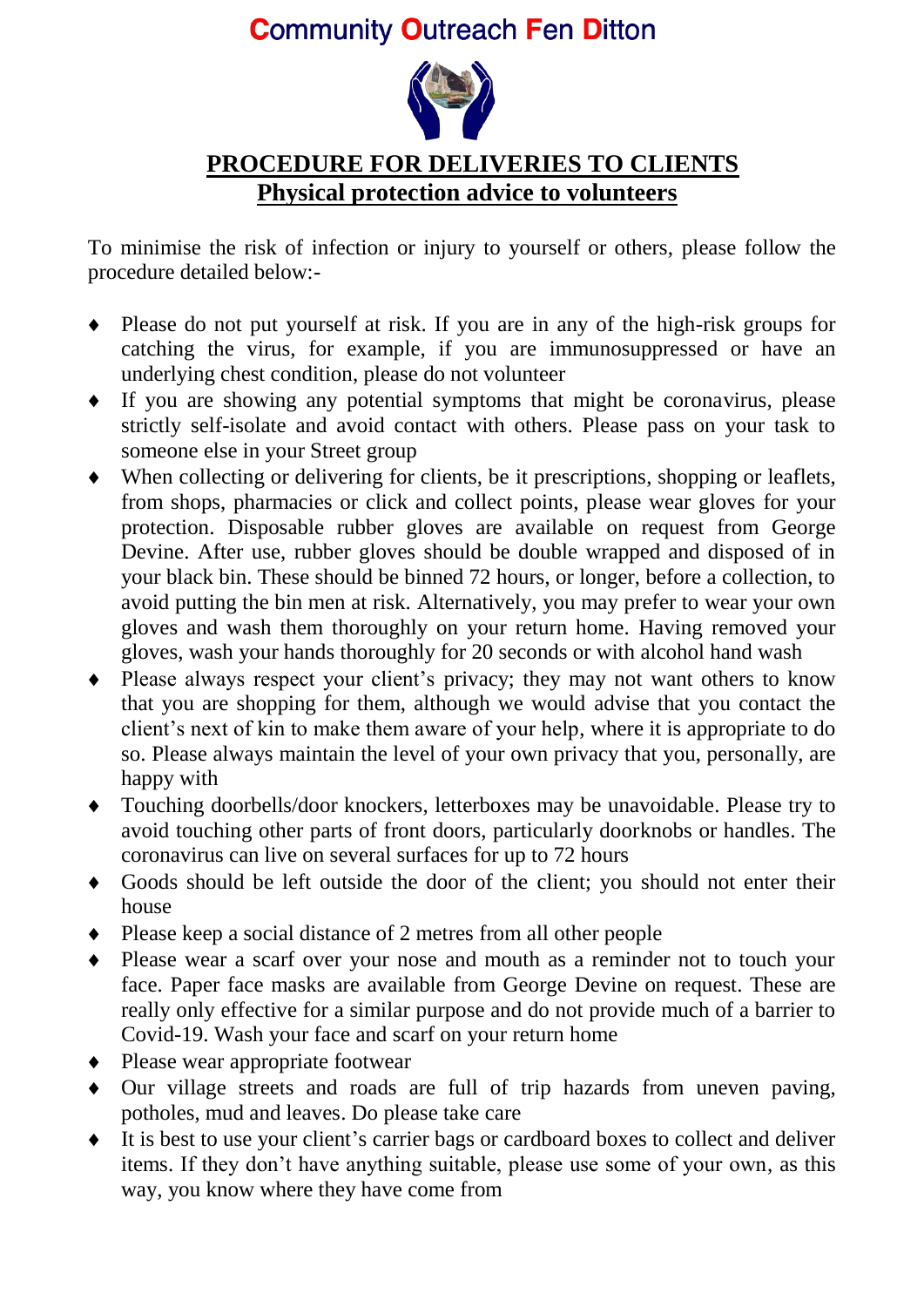# Community Outreach Fen Ditton

## PROCEDURE FOR DELIVERIES TO CLIENTS

### Physical protection advice to volunteers

To minimise the risk of infection or injury to yourself or others, please follow the procedure detailed below:-

- Please do not put yourself at risk. If you are in any of the high-risk groups for catching the virus, for example, if you are immunosuppressed or have an underlying chest condition, please do not volunteer
- If you are showing any potential symptoms that might be coronavirus, please strictly self-isolate and avoid contact with others. Please pass on your task to someone else in your Street group
- When collecting or delivering for clients, be it prescriptions, shopping or leaflets, from shops, pharmacies or click and collect points, please wear gloves for your protection. Disposable rubber gloves are available on request from George Devine. After use, rubber gloves should be double wrapped and disposed of in your black bin. These should be binned 72 hours, or longer, before a collection, to avoid putting the bin men at risk. Alternatively, you may prefer to wear your own gloves and wash them thoroughly on your return home. Having removed your gloves, wash your hands thoroughly for 20 seconds or with alcohol hand wash
- Please always respect your client's privacy; they may not want others to know that you are shopping for them, although we would advise that you contact the client's next of kin to make them aware of your help, where it is appropriate to do so. Please always maintain the level of your own privacy that you, personally, are happy with
- Touching doorbells/door knockers, letterboxes may be unavoidable. Please try to avoid touching other parts of front doors, particularly doorknobs or handles. The coronavirus can live on several surfaces for up to 72 hours
- Goods should be left outside the door of the client; you should not enter their house
- Please keep a social distance of 2 metres from all other people
- Please wear a scarf over your nose and mouth as a reminder not to touch your face. Paper face masks are available from George Devine on request. These are really only effective for a similar purpose and do not provide much of a barrier to Covid-19. Wash your face and scarf on your return home
- Please wear appropriate footwear
- Our village streets and roads are full of trip hazards from uneven paving, potholes, mud and leaves. Do please take care
- It is best to use your client's carrier bags or cardboard boxes to collect and deliver items. If they don't have anything suitable, please use some of your own, as this way, you know where they have come from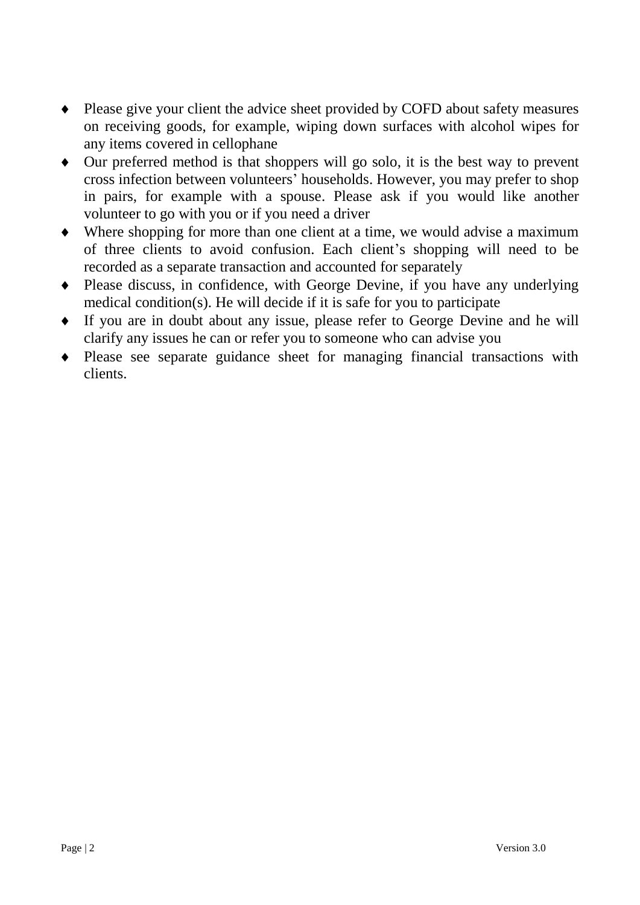- Please give your client the advice sheet provided by COFD about safety measures on receiving goods, for example, wiping down surfaces with alcohol wipes for any items covered in cellophane
- Our preferred method is that shoppers will go solo, it is the best way to prevent cross infection between volunteers' households. However, you may prefer to shop in pairs, for example with a spouse. Please ask if you would like another volunteer to go with you or if you need a driver
- Where shopping for more than one client at a time, we would advise a maximum of three clients to avoid confusion. Each client's shopping will need to be recorded as a separate transaction and accounted for separately
- Please discuss, in confidence, with George Devine, if you have any underlying medical condition(s). He will decide if it is safe for you to participate
- If you are in doubt about any issue, please refer to George Devine and he will clarify any issues he can or refer you to someone who can advise you
- Please see separate guidance sheet for managing financial transactions with clients.